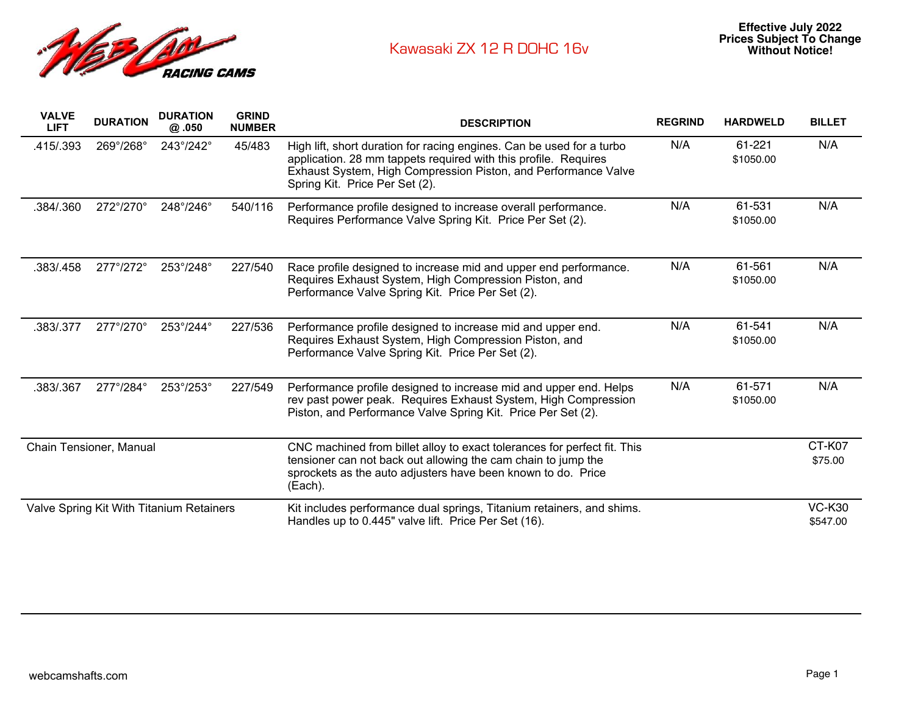# Kawasaki ZX 12 R DOHC 16v

**Effective July 2022**
**Prices Subject To Change Without Notice!**

| VALVE LIFT | DURATION | DURATION @ .050 | GRIND NUMBER | DESCRIPTION | REGRIND | HARDWELD | BILLET |
|---|---|---|---|---|---|---|---|
| .415/.393 | 269°/268° | 243°/242° | 45/483 | High lift, short duration for racing engines. Can be used for a turbo application. 28 mm tappets required with this profile. Requires Exhaust System, High Compression Piston, and Performance Valve Spring Kit. Price Per Set (2). | N/A | 61-221 $1050.00 | N/A |
| .384/.360 | 272°/270° | 248°/246° | 540/116 | Performance profile designed to increase overall performance. Requires Performance Valve Spring Kit. Price Per Set (2). | N/A | 61-531 $1050.00 | N/A |
| .383/.458 | 277°/272° | 253°/248° | 227/540 | Race profile designed to increase mid and upper end performance. Requires Exhaust System, High Compression Piston, and Performance Valve Spring Kit. Price Per Set (2). | N/A | 61-561 $1050.00 | N/A |
| .383/.377 | 277°/270° | 253°/244° | 227/536 | Performance profile designed to increase mid and upper end. Requires Exhaust System, High Compression Piston, and Performance Valve Spring Kit. Price Per Set (2). | N/A | 61-541 $1050.00 | N/A |
| .383/.367 | 277°/284° | 253°/253° | 227/549 | Performance profile designed to increase mid and upper end. Helps rev past power peak. Requires Exhaust System, High Compression Piston, and Performance Valve Spring Kit. Price Per Set (2). | N/A | 61-571 $1050.00 | N/A |
| Chain Tensioner, Manual | | | | CNC machined from billet alloy to exact tolerances for perfect fit. This tensioner can not back out allowing the cam chain to jump the sprockets as the auto adjusters have been known to do. Price (Each). | | | CT-K07 $75.00 |
| Valve Spring Kit With Titanium Retainers | | | | Kit includes performance dual springs, Titanium retainers, and shims. Handles up to 0.445" valve lift. Price Per Set (16). | | | VC-K30 $547.00 |

webcamshafts.com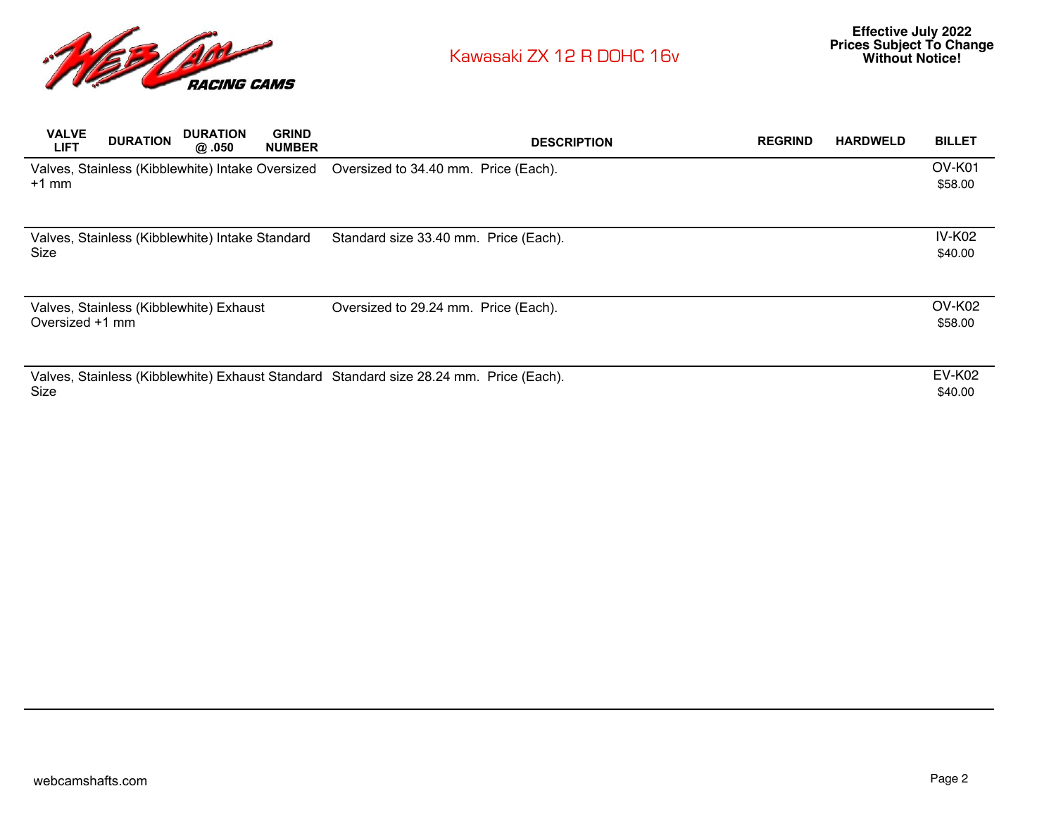# Kawasaki ZX 12 R DOHC 16v

Effective July 2022
Prices Subject To Change Without Notice!

| VALVE LIFT | DURATION | DURATION @ .050 | GRIND NUMBER | DESCRIPTION | REGRIND | HARDWELD | BILLET |
|---|---|---|---|---|---|---|---|
| Valves, Stainless (Kibblewhite) Intake Oversized +1 mm | | | | Oversized to 34.40 mm. Price (Each). | | | OV-K01 $58.00 |
| Valves, Stainless (Kibblewhite) Intake Standard Size | | | | Standard size 33.40 mm. Price (Each). | | | IV-K02 $40.00 |
| Valves, Stainless (Kibblewhite) Exhaust Oversized +1 mm | | | | Oversized to 29.24 mm. Price (Each). | | | OV-K02 $58.00 |
| Valves, Stainless (Kibblewhite) Exhaust Standard Size | | | | Standard size 28.24 mm. Price (Each). | | | EV-K02 $40.00 |

webcamshafts.com